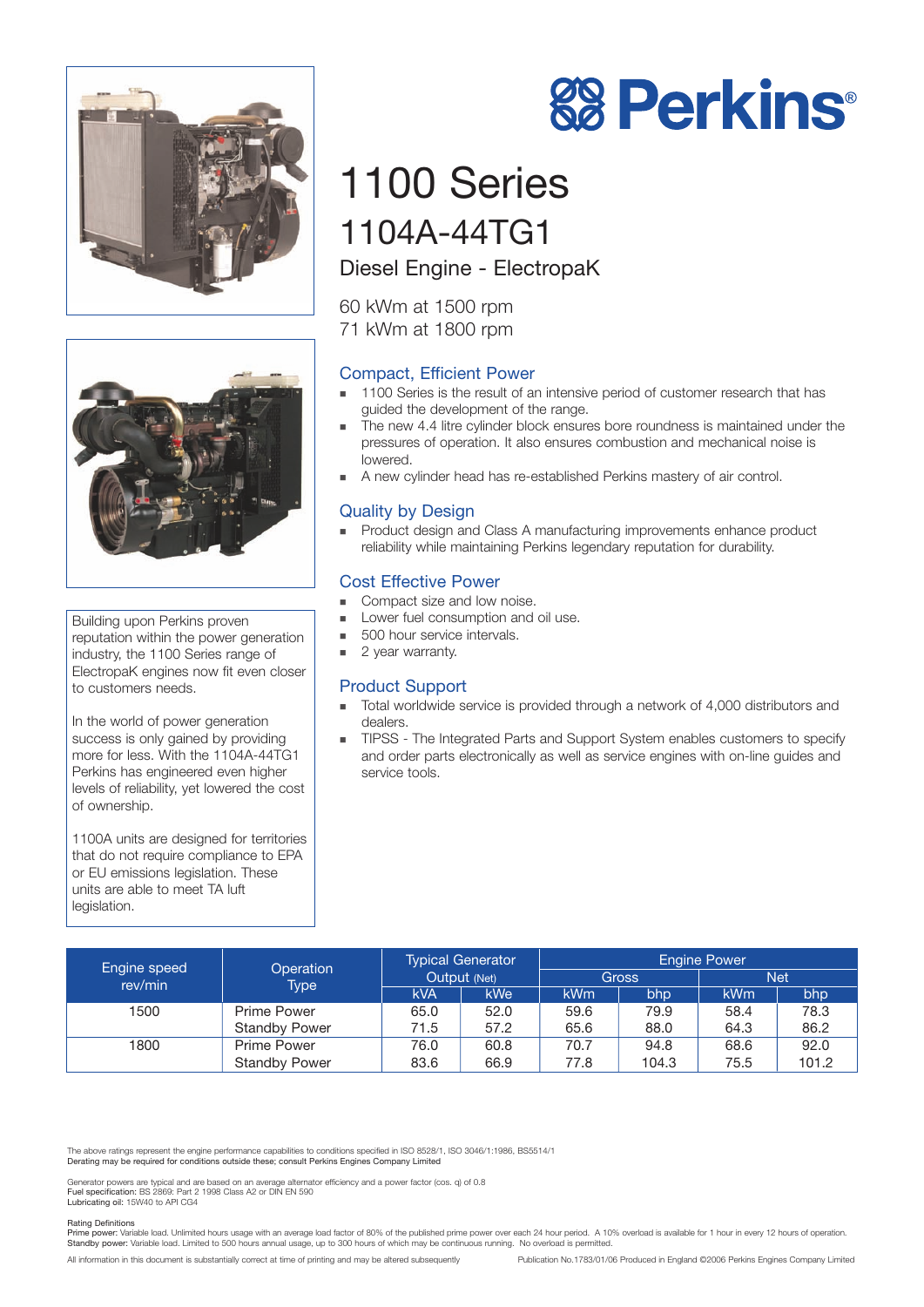# Perkins®

# 1100 Series

## 1104A-44TG1

### Diesel Engine - ElectropaK

60 kWm at 1500 rpm
71 kWm at 1800 rpm

Building upon Perkins proven reputation within the power generation industry, the 1100 Series range of ElectropaK engines now fit even closer to customers needs.

In the world of power generation success is only gained by providing more for less. With the 1104A-44TG1 Perkins has engineered even higher levels of reliability, yet lowered the cost of ownership.

1100A units are designed for territories that do not require compliance to EPA or EU emissions legislation. These units are able to meet TA luft legislation.

### Compact, Efficient Power

- 1100 Series is the result of an intensive period of customer research that has guided the development of the range.
- The new 4.4 litre cylinder block ensures bore roundness is maintained under the pressures of operation. It also ensures combustion and mechanical noise is lowered.
- A new cylinder head has re-established Perkins mastery of air control.

### Quality by Design

- Product design and Class A manufacturing improvements enhance product reliability while maintaining Perkins legendary reputation for durability.

### Cost Effective Power

- Compact size and low noise.
- Lower fuel consumption and oil use.
- 500 hour service intervals.
- 2 year warranty.

### Product Support

- Total worldwide service is provided through a network of 4,000 distributors and dealers.
- TIPSS - The Integrated Parts and Support System enables customers to specify and order parts electronically as well as service engines with on-line guides and service tools.

| Engine speed rev/min | Operation Type | Typical Generator Output (Net) | | Engine Power | | | |
|---|---|---|---|---|---|---|---|
| | | | | Gross | | Net | |
| | | kVA | kWe | kWm | bhp | kWm | bhp |
| 1500 | Prime Power | 65.0 | 52.0 | 59.6 | 79.9 | 58.4 | 78.3 |
| | Standby Power | 71.5 | 57.2 | 65.6 | 88.0 | 64.3 | 86.2 |
| 1800 | Prime Power | 76.0 | 60.8 | 70.7 | 94.8 | 68.6 | 92.0 |
| | Standby Power | 83.6 | 66.9 | 77.8 | 104.3 | 75.5 | 101.2 |

The above ratings represent the engine performance capabilities to conditions specified in ISO 8528/1, ISO 3046/1:1986, BS5514/1
Derating may be required for conditions outside these; consult Perkins Engines Company Limited

Generator powers are typical and are based on an average alternator efficiency and a power factor (cos. q) of 0.8
**Fuel specification:** BS 2869: Part 2 1998 Class A2 or DIN EN 590
**Lubricating oil:** 15W40 to API CG4

Rating Definitions
**Prime power:** Variable load. Unlimited hours usage with an average load factor of 80% of the published prime power over each 24 hour period. A 10% overload is available for 1 hour in every 12 hours of operation.
**Standby power:** Variable load. Limited to 500 hours annual usage, up to 300 hours of which may be continuous running. No overload is permitted.

All information in this document is substantially correct at time of printing and may be altered subsequently

Publication No.1783/01/06 Produced in England ©2006 Perkins Engines Company Limited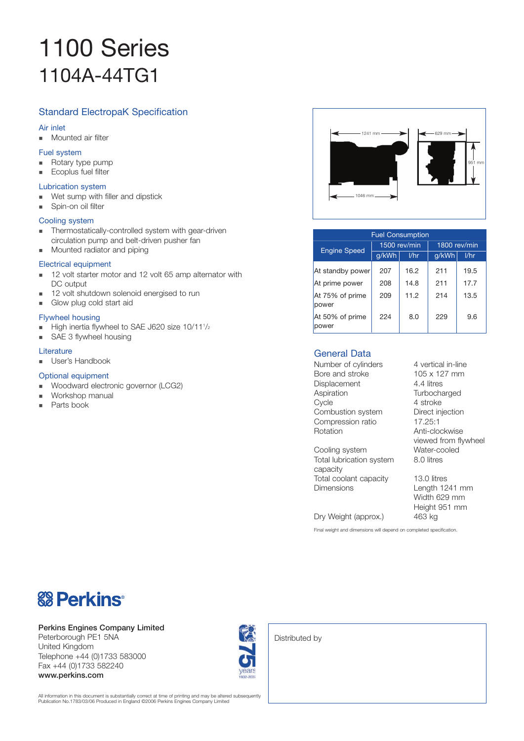# 1100 Series

## 1104A-44TG1

### Standard ElectropaK Specification

**Air inlet**

- Mounted air filter

**Fuel system**

- Rotary type pump
- Ecoplus fuel filter

**Lubrication system**

- Wet sump with filler and dipstick
- Spin-on oil filter

**Cooling system**

- Thermostatically-controlled system with gear-driven circulation pump and belt-driven pusher fan
- Mounted radiator and piping

**Electrical equipment**

- 12 volt starter motor and 12 volt 65 amp alternator with DC output
- 12 volt shutdown solenoid energised to run
- Glow plug cold start aid

**Flywheel housing**

- High inertia flywheel to SAE J620 size 10/11½
- SAE 3 flywheel housing

**Literature**

- User's Handbook

**Optional equipment**

- Woodward electronic governor (LCG2)
- Workshop manual
- Parts book

1241 mm
629 mm
951 mm
1046 mm

| Fuel Consumption | | | | |
|---|---|---|---|---|
| Engine Speed | 1500 rev/min | | 1800 rev/min | |
| | g/kWh | l/hr | g/kWh | l/hr |
| At standby power | 207 | 16.2 | 211 | 19.5 |
| At prime power | 208 | 14.8 | 211 | 17.7 |
| At 75% of prime power | 209 | 11.2 | 214 | 13.5 |
| At 50% of prime power | 224 | 8.0 | 229 | 9.6 |

### General Data

| | |
|---|---|
| Number of cylinders | 4 vertical in-line |
| Bore and stroke | 105 x 127 mm |
| Displacement | 4.4 litres |
| Aspiration | Turbocharged |
| Cycle | 4 stroke |
| Combustion system | Direct injection |
| Compression ratio | 17.25:1 |
| Rotation | Anti-clockwise viewed from flywheel |
| Cooling system | Water-cooled |
| Total lubrication system capacity | 8.0 litres |
| Total coolant capacity | 13.0 litres |
| Dimensions | Length 1241 mm<br>Width 629 mm<br>Height 951 mm |
| Dry Weight (approx.) | 463 kg |

Final weight and dimensions will depend on completed specification.

**Perkins**

**Perkins Engines Company Limited**
Peterborough PE1 5NA
United Kingdom
Telephone +44 (0)1733 583000
Fax +44 (0)1733 582240
**www.perkins.com**

75 years 1932-2007

Distributed by

All information in this document is substantially correct at time of printing and may be altered subsequently
Publication No.1783/03/06 Produced in England ©2006 Perkins Engines Company Limited